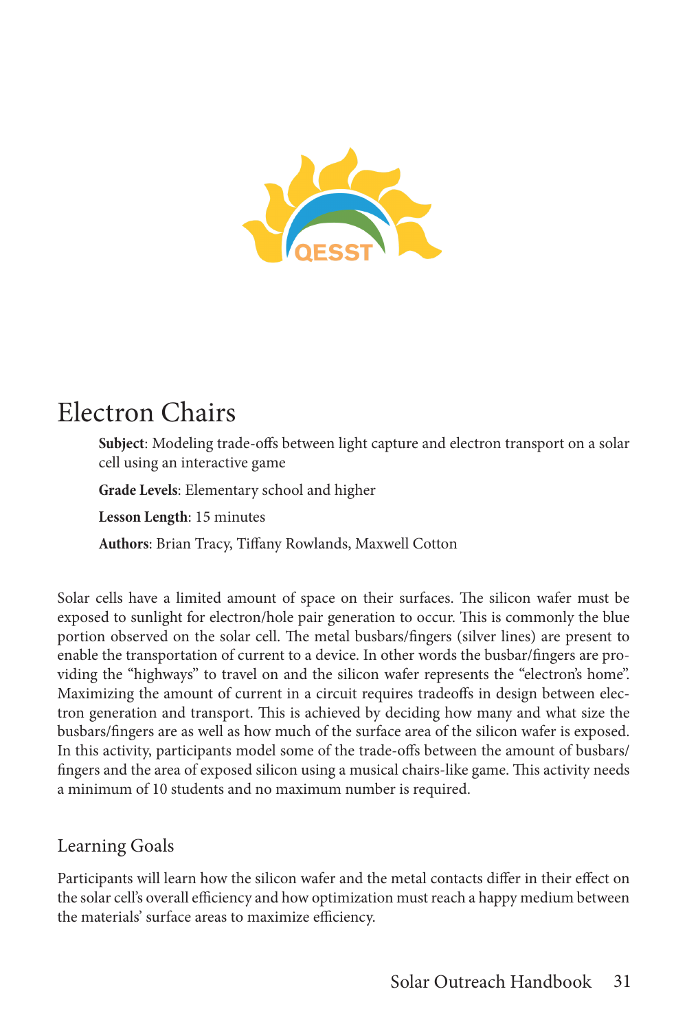# Electron Chairs

**Subject**: Modeling trade-offs between light capture and electron transport on a solar cell using an interactive game

**Grade Levels**: Elementary school and higher

**Lesson Length**: 15 minutes

**Authors**: Brian Tracy, Tiffany Rowlands, Maxwell Cotton

Solar cells have a limited amount of space on their surfaces. The silicon wafer must be exposed to sunlight for electron/hole pair generation to occur. This is commonly the blue portion observed on the solar cell. The metal busbars/fingers (silver lines) are present to enable the transportation of current to a device. In other words the busbar/fingers are providing the "highways" to travel on and the silicon wafer represents the "electron's home". Maximizing the amount of current in a circuit requires tradeoffs in design between electron generation and transport. This is achieved by deciding how many and what size the busbars/fingers are as well as how much of the surface area of the silicon wafer is exposed. In this activity, participants model some of the trade-offs between the amount of busbars/fingers and the area of exposed silicon using a musical chairs-like game. This activity needs a minimum of 10 students and no maximum number is required.

## Learning Goals

Participants will learn how the silicon wafer and the metal contacts differ in their effect on the solar cell's overall efficiency and how optimization must reach a happy medium between the materials' surface areas to maximize efficiency.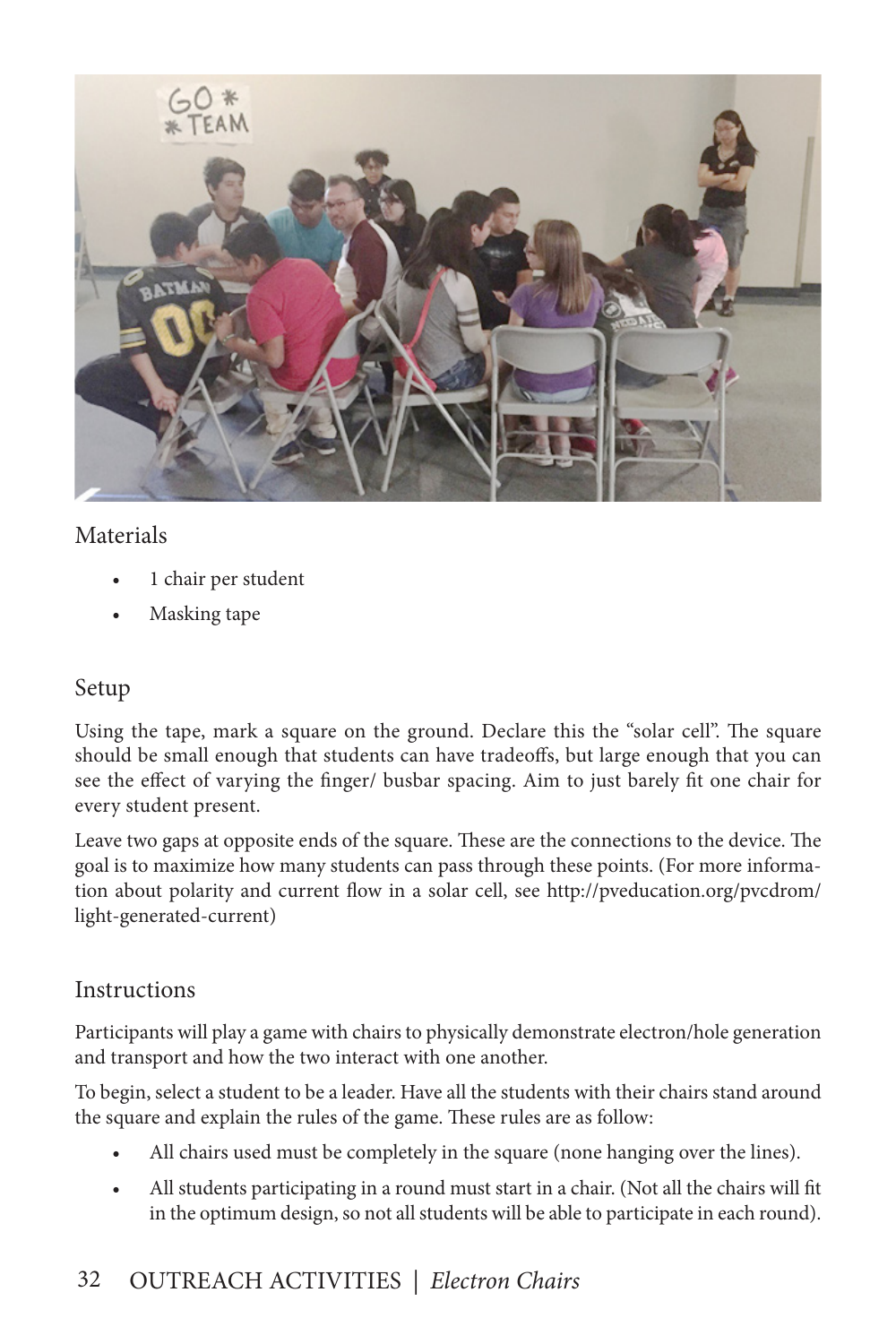## Materials

- 1 chair per student
- Masking tape

## Setup

Using the tape, mark a square on the ground. Declare this the "solar cell". The square should be small enough that students can have tradeoffs, but large enough that you can see the effect of varying the finger/ busbar spacing. Aim to just barely fit one chair for every student present.

Leave two gaps at opposite ends of the square. These are the connections to the device. The goal is to maximize how many students can pass through these points. (For more information about polarity and current flow in a solar cell, see http://pveducation.org/pvcdrom/light-generated-current)

## Instructions

Participants will play a game with chairs to physically demonstrate electron/hole generation and transport and how the two interact with one another.

To begin, select a student to be a leader. Have all the students with their chairs stand around the square and explain the rules of the game. These rules are as follow:

- All chairs used must be completely in the square (none hanging over the lines).
- All students participating in a round must start in a chair. (Not all the chairs will fit in the optimum design, so not all students will be able to participate in each round).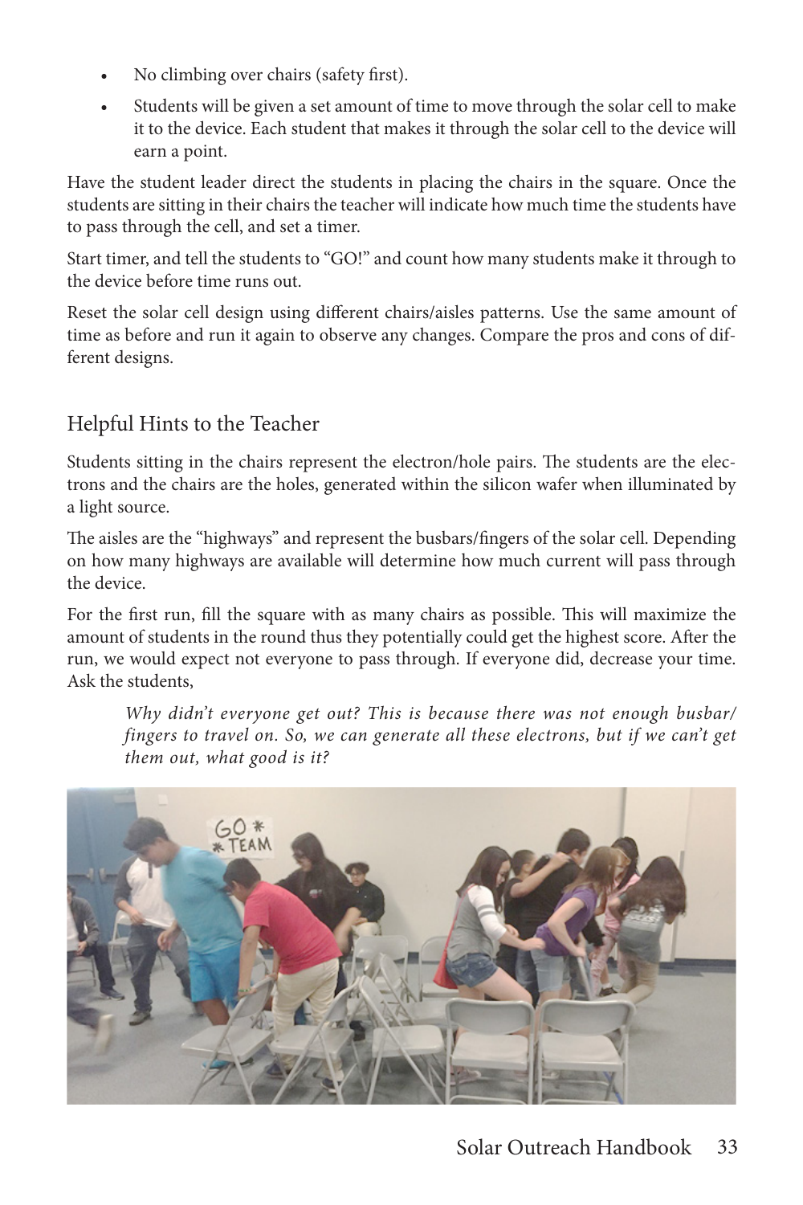- No climbing over chairs (safety first).
- Students will be given a set amount of time to move through the solar cell to make it to the device. Each student that makes it through the solar cell to the device will earn a point.

Have the student leader direct the students in placing the chairs in the square. Once the students are sitting in their chairs the teacher will indicate how much time the students have to pass through the cell, and set a timer.

Start timer, and tell the students to "GO!" and count how many students make it through to the device before time runs out.

Reset the solar cell design using different chairs/aisles patterns. Use the same amount of time as before and run it again to observe any changes. Compare the pros and cons of different designs.

## Helpful Hints to the Teacher

Students sitting in the chairs represent the electron/hole pairs. The students are the electrons and the chairs are the holes, generated within the silicon wafer when illuminated by a light source.

The aisles are the "highways" and represent the busbars/fingers of the solar cell. Depending on how many highways are available will determine how much current will pass through the device.

For the first run, fill the square with as many chairs as possible. This will maximize the amount of students in the round thus they potentially could get the highest score. After the run, we would expect not everyone to pass through. If everyone did, decrease your time. Ask the students,

> *Why didn't everyone get out? This is because there was not enough busbar/fingers to travel on. So, we can generate all these electrons, but if we can't get them out, what good is it?*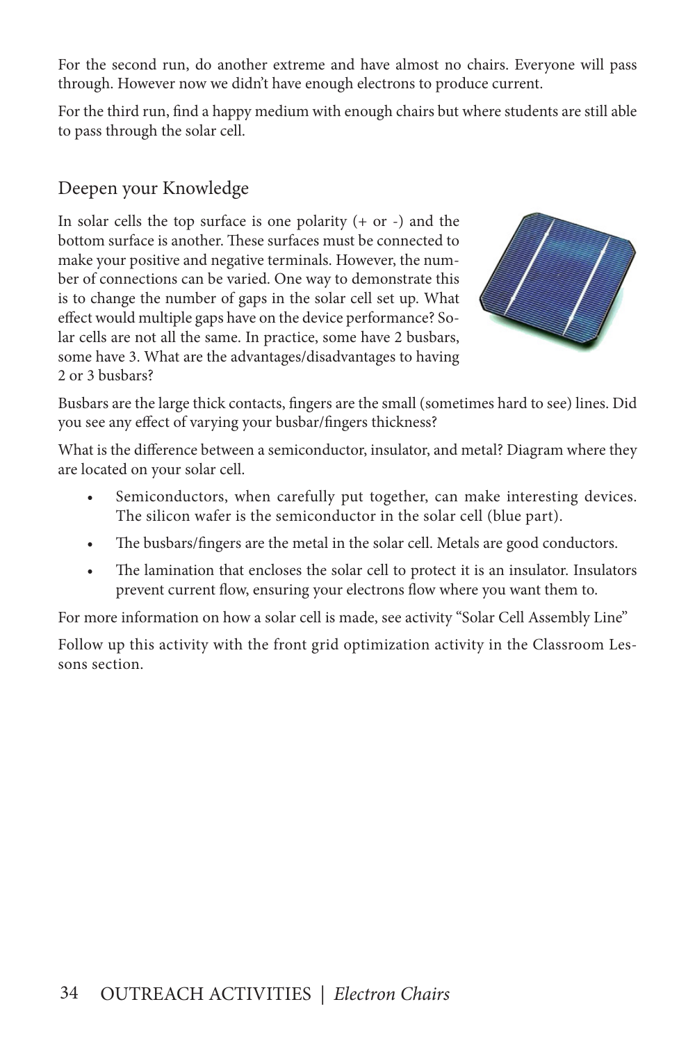For the second run, do another extreme and have almost no chairs. Everyone will pass through. However now we didn't have enough electrons to produce current.

For the third run, find a happy medium with enough chairs but where students are still able to pass through the solar cell.

## Deepen your Knowledge

In solar cells the top surface is one polarity (+ or -) and the bottom surface is another. These surfaces must be connected to make your positive and negative terminals. However, the number of connections can be varied. One way to demonstrate this is to change the number of gaps in the solar cell set up. What effect would multiple gaps have on the device performance? Solar cells are not all the same. In practice, some have 2 busbars, some have 3. What are the advantages/disadvantages to having 2 or 3 busbars?

Busbars are the large thick contacts, fingers are the small (sometimes hard to see) lines. Did you see any effect of varying your busbar/fingers thickness?

What is the difference between a semiconductor, insulator, and metal? Diagram where they are located on your solar cell.

- Semiconductors, when carefully put together, can make interesting devices. The silicon wafer is the semiconductor in the solar cell (blue part).
- The busbars/fingers are the metal in the solar cell. Metals are good conductors.
- The lamination that encloses the solar cell to protect it is an insulator. Insulators prevent current flow, ensuring your electrons flow where you want them to.

For more information on how a solar cell is made, see activity "Solar Cell Assembly Line"

Follow up this activity with the front grid optimization activity in the Classroom Lessons section.